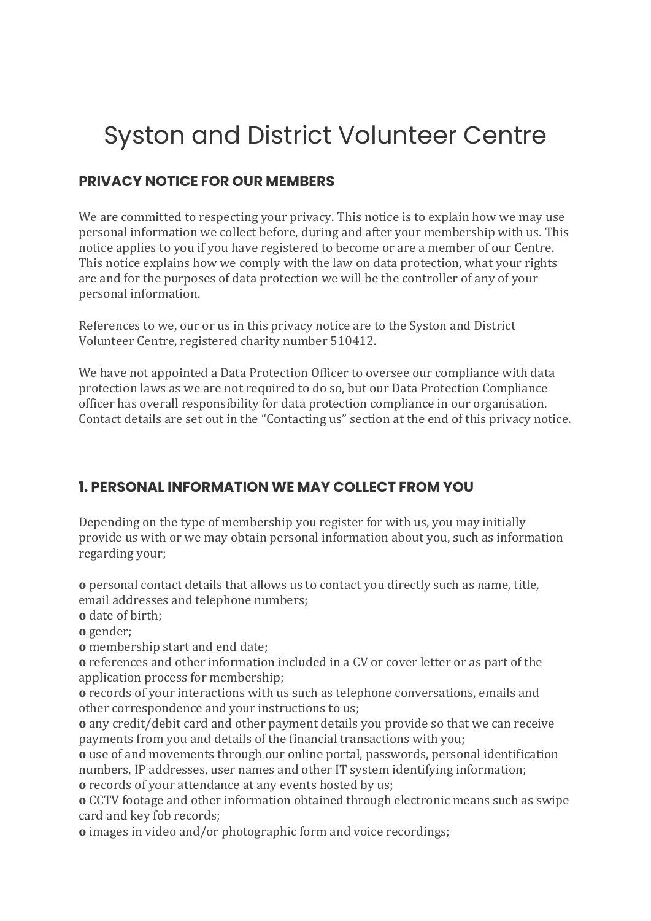# Syston and District Volunteer Centre

## PRIVACY NOTICE FOR OUR MEMBERS

We are committed to respecting your privacy. This notice is to explain how we may use personal information we collect before, during and after your membership with us. This notice applies to you if you have registered to become or are a member of our Centre. This notice explains how we comply with the law on data protection, what your rights are and for the purposes of data protection we will be the controller of any of your personal information.

References to we, our or us in this privacy notice are to the Syston and District Volunteer Centre, registered charity number 510412.

We have not appointed a Data Protection Officer to oversee our compliance with data protection laws as we are not required to do so, but our Data Protection Compliance officer has overall responsibility for data protection compliance in our organisation. Contact details are set out in the "Contacting us" section at the end of this privacy notice.

## 1. PERSONAL INFORMATION WE MAY COLLECT FROM YOU

Depending on the type of membership you register for with us, you may initially provide us with or we may obtain personal information about you, such as information regarding your;

- personal contact details that allows us to contact you directly such as name, title, email addresses and telephone numbers;
- date of birth;
- gender;
- membership start and end date;
- references and other information included in a CV or cover letter or as part of the application process for membership;
- records of your interactions with us such as telephone conversations, emails and other correspondence and your instructions to us;
- any credit/debit card and other payment details you provide so that we can receive payments from you and details of the financial transactions with you;
- use of and movements through our online portal, passwords, personal identification numbers, IP addresses, user names and other IT system identifying information;
- records of your attendance at any events hosted by us;
- CCTV footage and other information obtained through electronic means such as swipe card and key fob records;
- images in video and/or photographic form and voice recordings;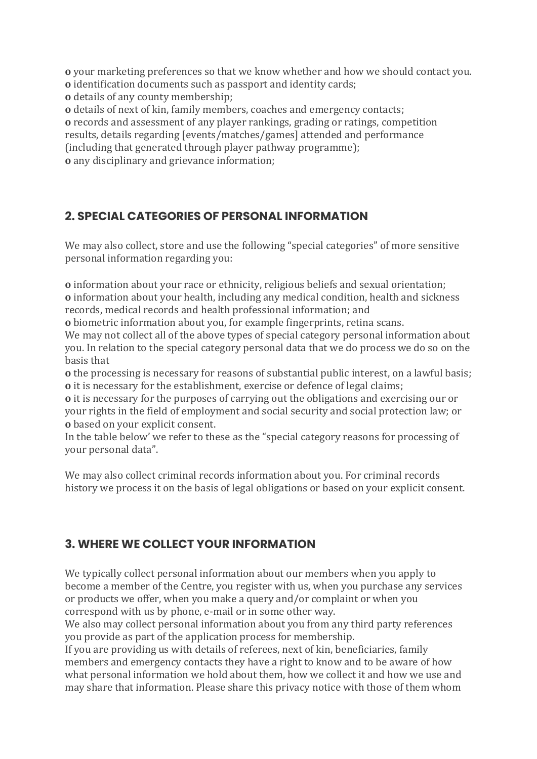- your marketing preferences so that we know whether and how we should contact you.
- identification documents such as passport and identity cards;
- details of any county membership;
- details of next of kin, family members, coaches and emergency contacts;
- records and assessment of any player rankings, grading or ratings, competition results, details regarding [events/matches/games] attended and performance (including that generated through player pathway programme);
- any disciplinary and grievance information;

## 2. SPECIAL CATEGORIES OF PERSONAL INFORMATION

We may also collect, store and use the following "special categories" of more sensitive personal information regarding you:

- information about your race or ethnicity, religious beliefs and sexual orientation;
- information about your health, including any medical condition, health and sickness records, medical records and health professional information; and
- biometric information about you, for example fingerprints, retina scans.

We may not collect all of the above types of special category personal information about you. In relation to the special category personal data that we do process we do so on the basis that

- the processing is necessary for reasons of substantial public interest, on a lawful basis;
- it is necessary for the establishment, exercise or defence of legal claims;
- it is necessary for the purposes of carrying out the obligations and exercising our or your rights in the field of employment and social security and social protection law; or
- based on your explicit consent.

In the table below' we refer to these as the "special category reasons for processing of your personal data".

We may also collect criminal records information about you. For criminal records history we process it on the basis of legal obligations or based on your explicit consent.

## 3. WHERE WE COLLECT YOUR INFORMATION

We typically collect personal information about our members when you apply to become a member of the Centre, you register with us, when you purchase any services or products we offer, when you make a query and/or complaint or when you correspond with us by phone, e-mail or in some other way.

We also may collect personal information about you from any third party references you provide as part of the application process for membership.

If you are providing us with details of referees, next of kin, beneficiaries, family members and emergency contacts they have a right to know and to be aware of how what personal information we hold about them, how we collect it and how we use and may share that information. Please share this privacy notice with those of them whom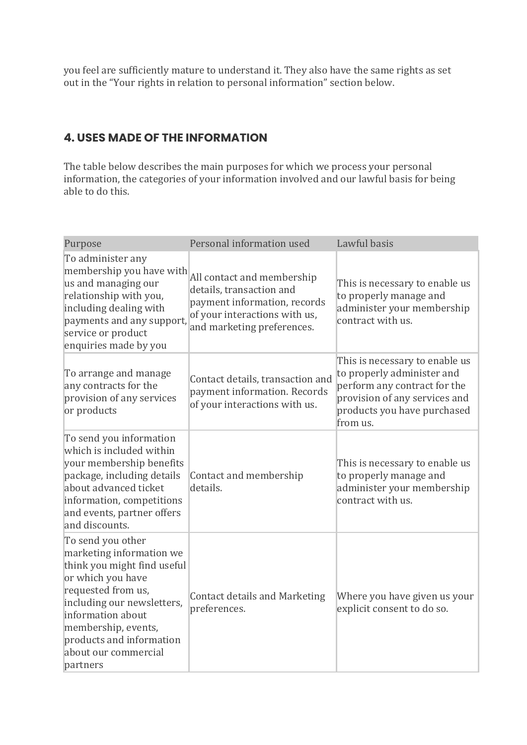you feel are sufficiently mature to understand it. They also have the same rights as set out in the "Your rights in relation to personal information" section below.

## 4. USES MADE OF THE INFORMATION

The table below describes the main purposes for which we process your personal information, the categories of your information involved and our lawful basis for being able to do this.

| Purpose | Personal information used | Lawful basis |
|---|---|---|
| To administer any membership you have with us and managing our relationship with you, including dealing with payments and any support, service or product enquiries made by you | All contact and membership details, transaction and payment information, records of your interactions with us, and marketing preferences. | This is necessary to enable us to properly manage and administer your membership contract with us. |
| To arrange and manage any contracts for the provision of any services or products | Contact details, transaction and payment information. Records of your interactions with us. | This is necessary to enable us to properly administer and perform any contract for the provision of any services and products you have purchased from us. |
| To send you information which is included within your membership benefits package, including details about advanced ticket information, competitions and events, partner offers and discounts. | Contact and membership details. | This is necessary to enable us to properly manage and administer your membership contract with us. |
| To send you other marketing information we think you might find useful or which you have requested from us, including our newsletters, information about membership, events, products and information about our commercial partners | Contact details and Marketing preferences. | Where you have given us your explicit consent to do so. |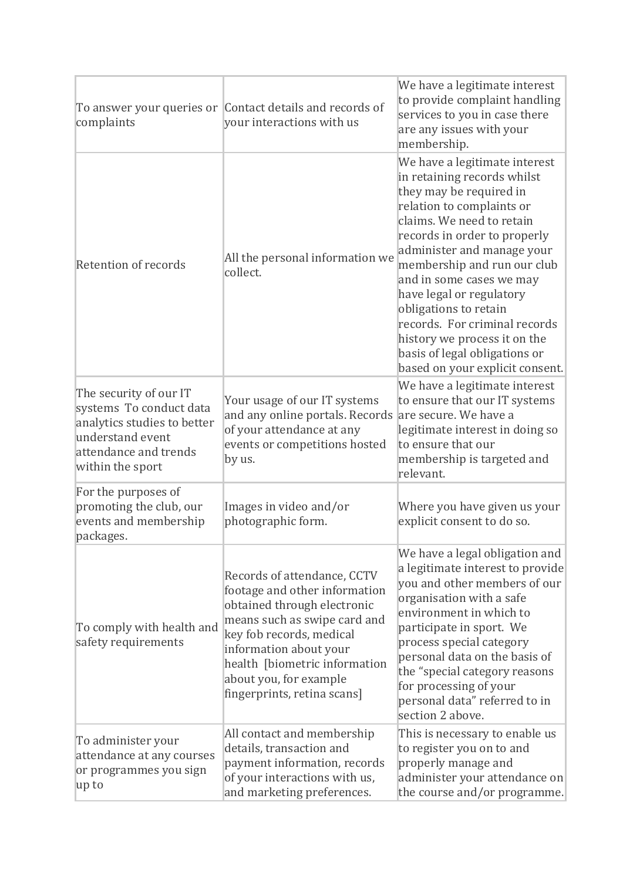| | | |
|---|---|---|
| To answer your queries or complaints | Contact details and records of your interactions with us | We have a legitimate interest to provide complaint handling services to you in case there are any issues with your membership. |
| Retention of records | All the personal information we collect. | We have a legitimate interest in retaining records whilst they may be required in relation to complaints or claims. We need to retain records in order to properly administer and manage your membership and run our club and in some cases we may have legal or regulatory obligations to retain records. For criminal records history we process it on the basis of legal obligations or based on your explicit consent. |
| The security of our IT systems To conduct data analytics studies to better understand event attendance and trends within the sport | Your usage of our IT systems and any online portals. Records of your attendance at any events or competitions hosted by us. | We have a legitimate interest to ensure that our IT systems are secure. We have a legitimate interest in doing so to ensure that our membership is targeted and relevant. |
| For the purposes of promoting the club, our events and membership packages. | Images in video and/or photographic form. | Where you have given us your explicit consent to do so. |
| To comply with health and safety requirements | Records of attendance, CCTV footage and other information obtained through electronic means such as swipe card and key fob records, medical information about your health [biometric information about you, for example fingerprints, retina scans] | We have a legal obligation and a legitimate interest to provide you and other members of our organisation with a safe environment in which to participate in sport. We process special category personal data on the basis of the "special category reasons for processing of your personal data" referred to in section 2 above. |
| To administer your attendance at any courses or programmes you sign up to | All contact and membership details, transaction and payment information, records of your interactions with us, and marketing preferences. | This is necessary to enable us to register you on to and properly manage and administer your attendance on the course and/or programme. |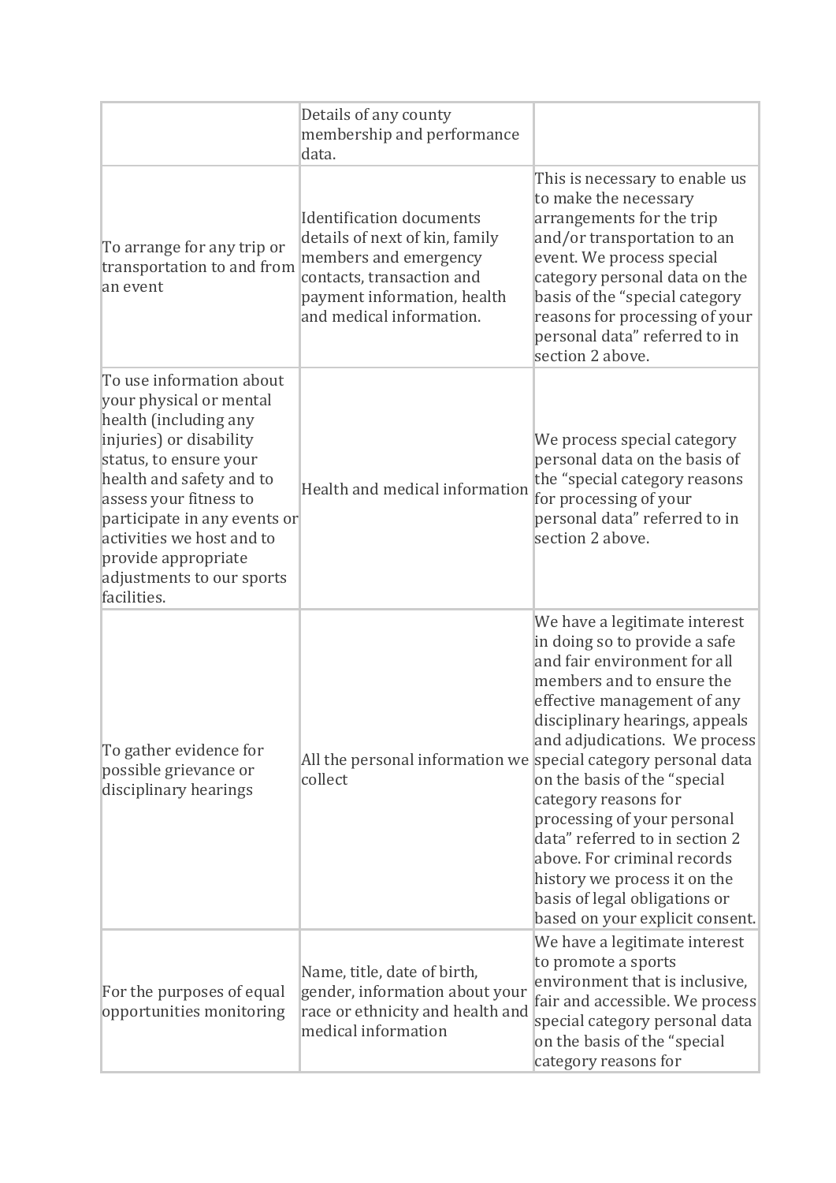| | | |
|---|---|---|
| | Details of any county membership and performance data. | |
| To arrange for any trip or transportation to and from an event | Identification documents details of next of kin, family members and emergency contacts, transaction and payment information, health and medical information. | This is necessary to enable us to make the necessary arrangements for the trip and/or transportation to an event. We process special category personal data on the basis of the "special category reasons for processing of your personal data" referred to in section 2 above. |
| To use information about your physical or mental health (including any injuries) or disability status, to ensure your health and safety and to assess your fitness to participate in any events or activities we host and to provide appropriate adjustments to our sports facilities. | Health and medical information | We process special category personal data on the basis of the "special category reasons for processing of your personal data" referred to in section 2 above. |
| To gather evidence for possible grievance or disciplinary hearings | All the personal information we collect | We have a legitimate interest in doing so to provide a safe and fair environment for all members and to ensure the effective management of any disciplinary hearings, appeals and adjudications. We process special category personal data on the basis of the "special category reasons for processing of your personal data" referred to in section 2 above. For criminal records history we process it on the basis of legal obligations or based on your explicit consent. |
| For the purposes of equal opportunities monitoring | Name, title, date of birth, gender, information about your race or ethnicity and health and medical information | We have a legitimate interest to promote a sports environment that is inclusive, fair and accessible. We process special category personal data on the basis of the "special category reasons for |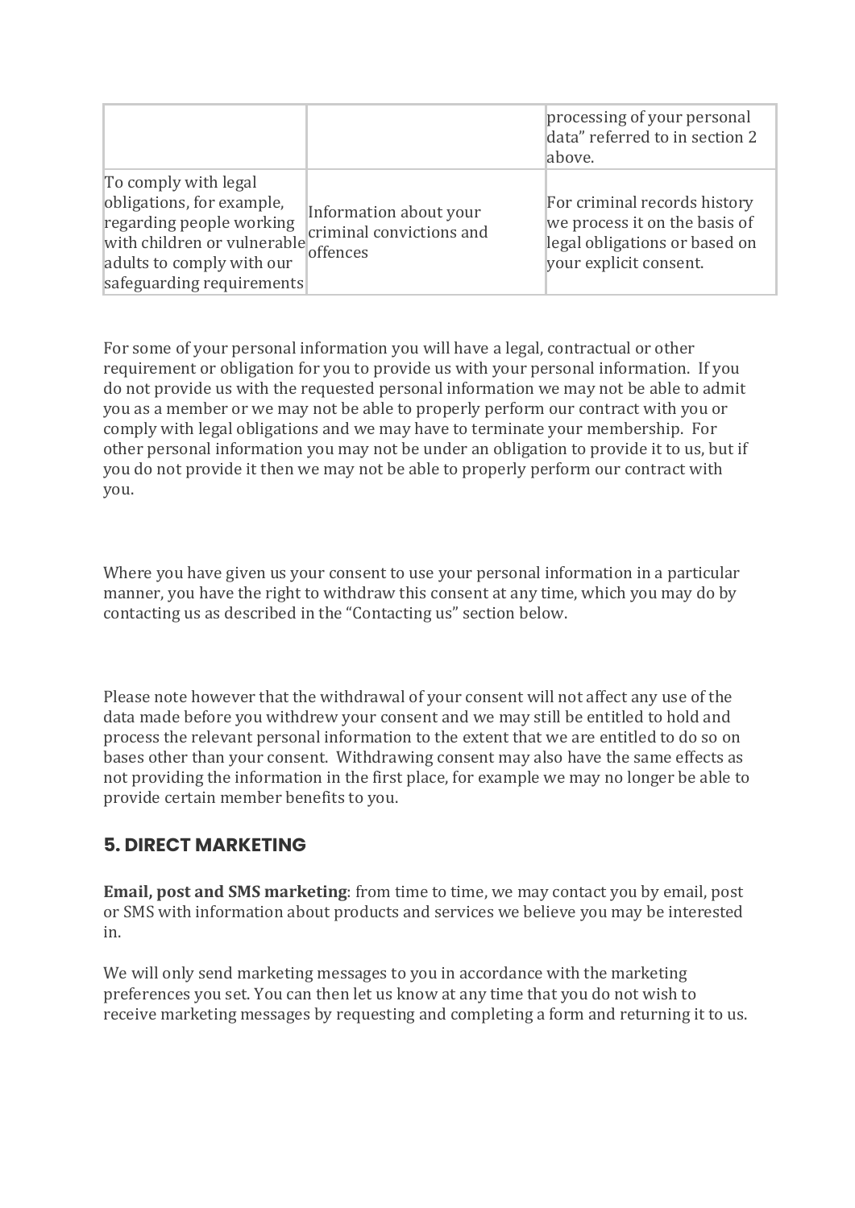| | | |
|---|---|---|
| | | processing of your personal data" referred to in section 2 above. |
| To comply with legal obligations, for example, regarding people working with children or vulnerable adults to comply with our safeguarding requirements | Information about your criminal convictions and offences | For criminal records history we process it on the basis of legal obligations or based on your explicit consent. |

For some of your personal information you will have a legal, contractual or other requirement or obligation for you to provide us with your personal information. If you do not provide us with the requested personal information we may not be able to admit you as a member or we may not be able to properly perform our contract with you or comply with legal obligations and we may have to terminate your membership. For other personal information you may not be under an obligation to provide it to us, but if you do not provide it then we may not be able to properly perform our contract with you.

Where you have given us your consent to use your personal information in a particular manner, you have the right to withdraw this consent at any time, which you may do by contacting us as described in the "Contacting us" section below.

Please note however that the withdrawal of your consent will not affect any use of the data made before you withdrew your consent and we may still be entitled to hold and process the relevant personal information to the extent that we are entitled to do so on bases other than your consent. Withdrawing consent may also have the same effects as not providing the information in the first place, for example we may no longer be able to provide certain member benefits to you.

## 5. DIRECT MARKETING

**Email, post and SMS marketing**: from time to time, we may contact you by email, post or SMS with information about products and services we believe you may be interested in.

We will only send marketing messages to you in accordance with the marketing preferences you set. You can then let us know at any time that you do not wish to receive marketing messages by requesting and completing a form and returning it to us.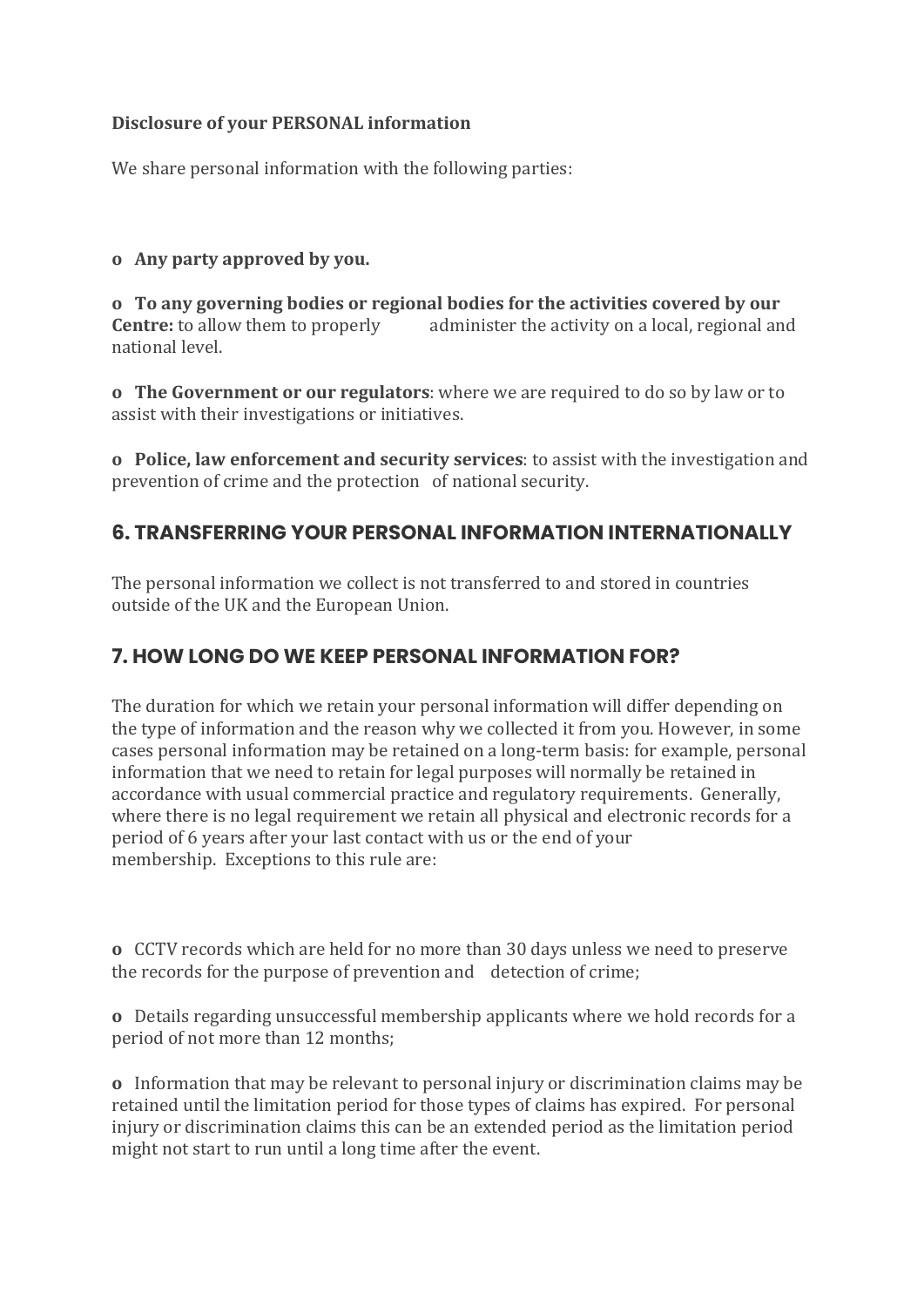**Disclosure of your PERSONAL information**

We share personal information with the following parties:

- **Any party approved by you.**
- **To any governing bodies or regional bodies for the activities covered by our Centre:** to allow them to properly administer the activity on a local, regional and national level.
- **The Government or our regulators**: where we are required to do so by law or to assist with their investigations or initiatives.
- **Police, law enforcement and security services**: to assist with the investigation and prevention of crime and the protection of national security.

## 6. TRANSFERRING YOUR PERSONAL INFORMATION INTERNATIONALLY

The personal information we collect is not transferred to and stored in countries outside of the UK and the European Union.

## 7. HOW LONG DO WE KEEP PERSONAL INFORMATION FOR?

The duration for which we retain your personal information will differ depending on the type of information and the reason why we collected it from you. However, in some cases personal information may be retained on a long-term basis: for example, personal information that we need to retain for legal purposes will normally be retained in accordance with usual commercial practice and regulatory requirements. Generally, where there is no legal requirement we retain all physical and electronic records for a period of 6 years after your last contact with us or the end of your membership. Exceptions to this rule are:

- CCTV records which are held for no more than 30 days unless we need to preserve the records for the purpose of prevention and detection of crime;
- Details regarding unsuccessful membership applicants where we hold records for a period of not more than 12 months;
- Information that may be relevant to personal injury or discrimination claims may be retained until the limitation period for those types of claims has expired. For personal injury or discrimination claims this can be an extended period as the limitation period might not start to run until a long time after the event.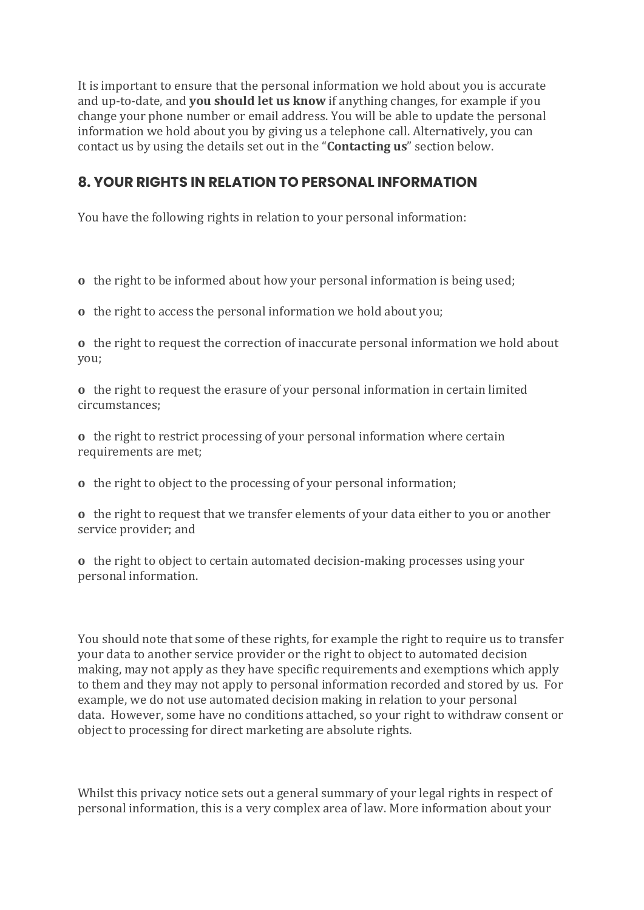It is important to ensure that the personal information we hold about you is accurate and up-to-date, and **you should let us know** if anything changes, for example if you change your phone number or email address. You will be able to update the personal information we hold about you by giving us a telephone call. Alternatively, you can contact us by using the details set out in the "**Contacting us**" section below.

## 8. YOUR RIGHTS IN RELATION TO PERSONAL INFORMATION

You have the following rights in relation to your personal information:

- the right to be informed about how your personal information is being used;
- the right to access the personal information we hold about you;
- the right to request the correction of inaccurate personal information we hold about you;
- the right to request the erasure of your personal information in certain limited circumstances;
- the right to restrict processing of your personal information where certain requirements are met;
- the right to object to the processing of your personal information;
- the right to request that we transfer elements of your data either to you or another service provider; and
- the right to object to certain automated decision-making processes using your personal information.

You should note that some of these rights, for example the right to require us to transfer your data to another service provider or the right to object to automated decision making, may not apply as they have specific requirements and exemptions which apply to them and they may not apply to personal information recorded and stored by us. For example, we do not use automated decision making in relation to your personal data. However, some have no conditions attached, so your right to withdraw consent or object to processing for direct marketing are absolute rights.

Whilst this privacy notice sets out a general summary of your legal rights in respect of personal information, this is a very complex area of law. More information about your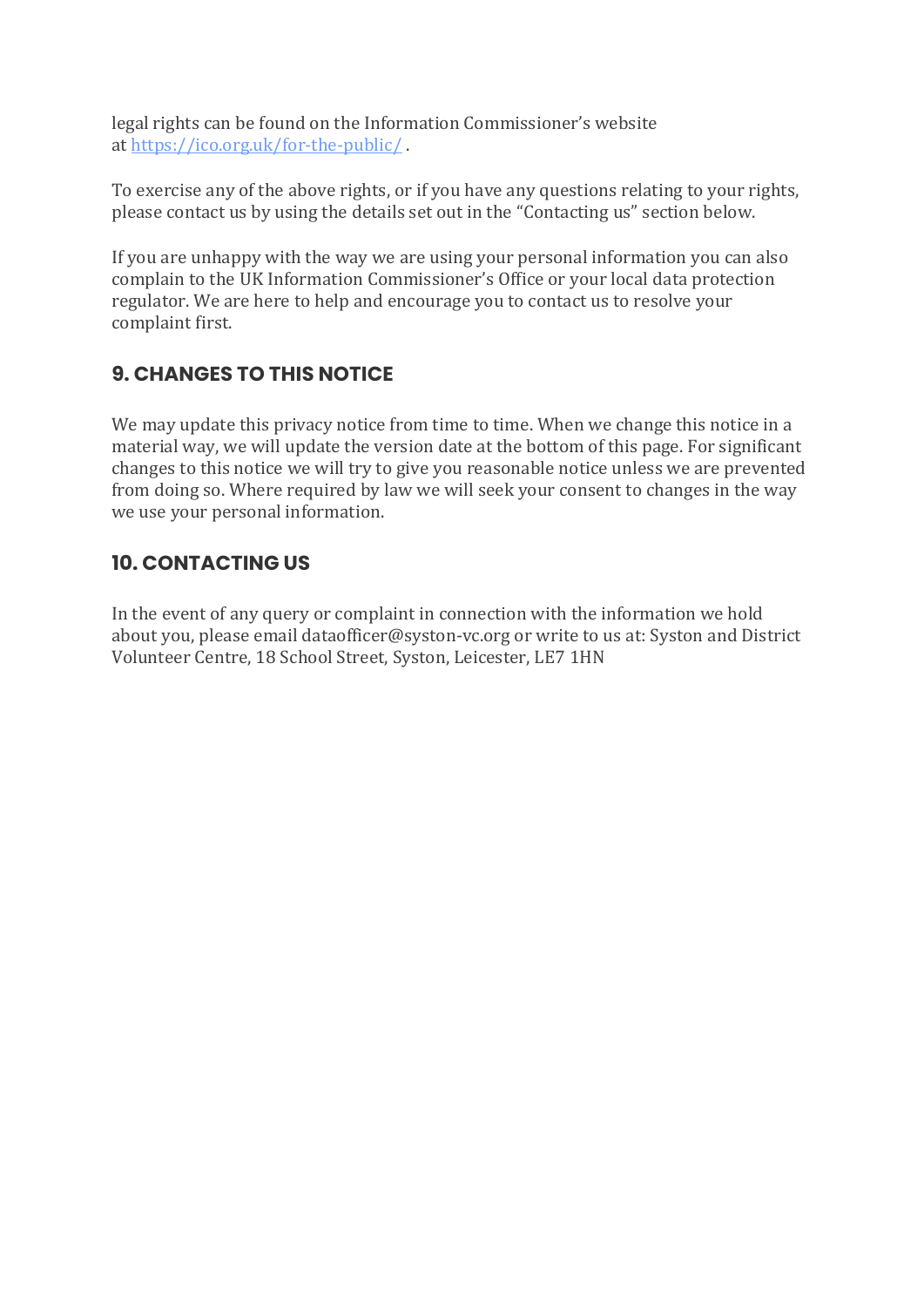legal rights can be found on the Information Commissioner's website at https://ico.org.uk/for-the-public/ .

To exercise any of the above rights, or if you have any questions relating to your rights, please contact us by using the details set out in the "Contacting us" section below.

If you are unhappy with the way we are using your personal information you can also complain to the UK Information Commissioner's Office or your local data protection regulator. We are here to help and encourage you to contact us to resolve your complaint first.

## 9. CHANGES TO THIS NOTICE

We may update this privacy notice from time to time. When we change this notice in a material way, we will update the version date at the bottom of this page. For significant changes to this notice we will try to give you reasonable notice unless we are prevented from doing so. Where required by law we will seek your consent to changes in the way we use your personal information.

## 10. CONTACTING US

In the event of any query or complaint in connection with the information we hold about you, please email dataofficer@syston-vc.org or write to us at: Syston and District Volunteer Centre, 18 School Street, Syston, Leicester, LE7 1HN